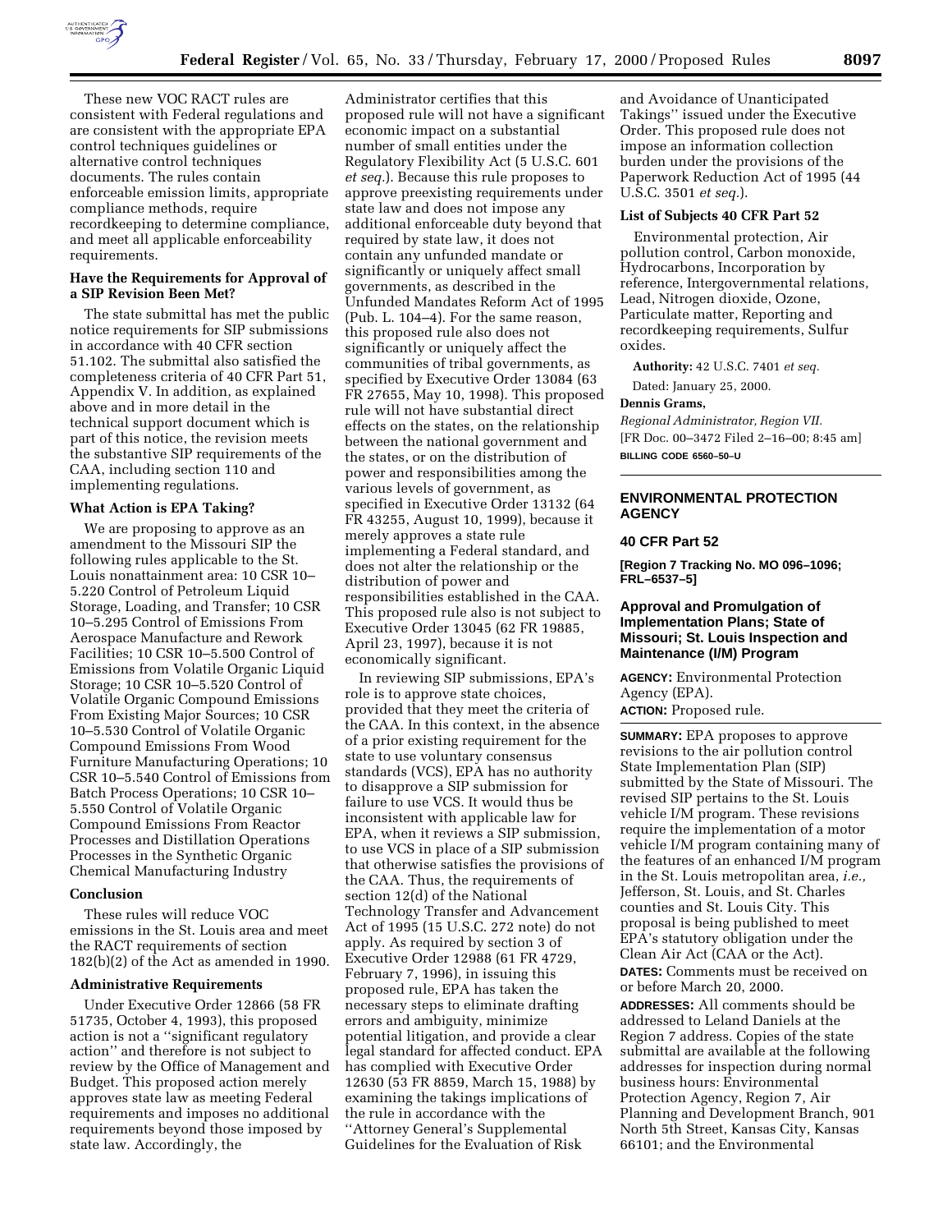These new VOC RACT rules are consistent with Federal regulations and are consistent with the appropriate EPA control techniques guidelines or alternative control techniques documents. The rules contain enforceable emission limits, appropriate compliance methods, require recordkeeping to determine compliance, and meet all applicable enforceability requirements.

### Have the Requirements for Approval of a SIP Revision Been Met?

The state submittal has met the public notice requirements for SIP submissions in accordance with 40 CFR section 51.102. The submittal also satisfied the completeness criteria of 40 CFR Part 51, Appendix V. In addition, as explained above and in more detail in the technical support document which is part of this notice, the revision meets the substantive SIP requirements of the CAA, including section 110 and implementing regulations.

### What Action is EPA Taking?

We are proposing to approve as an amendment to the Missouri SIP the following rules applicable to the St. Louis nonattainment area: 10 CSR 10–5.220 Control of Petroleum Liquid Storage, Loading, and Transfer; 10 CSR 10–5.295 Control of Emissions From Aerospace Manufacture and Rework Facilities; 10 CSR 10–5.500 Control of Emissions from Volatile Organic Liquid Storage; 10 CSR 10–5.520 Control of Volatile Organic Compound Emissions From Existing Major Sources; 10 CSR 10–5.530 Control of Volatile Organic Compound Emissions From Wood Furniture Manufacturing Operations; 10 CSR 10–5.540 Control of Emissions from Batch Process Operations; 10 CSR 10–5.550 Control of Volatile Organic Compound Emissions From Reactor Processes and Distillation Operations Processes in the Synthetic Organic Chemical Manufacturing Industry

### Conclusion

These rules will reduce VOC emissions in the St. Louis area and meet the RACT requirements of section 182(b)(2) of the Act as amended in 1990.

### Administrative Requirements

Under Executive Order 12866 (58 FR 51735, October 4, 1993), this proposed action is not a ''significant regulatory action'' and therefore is not subject to review by the Office of Management and Budget. This proposed action merely approves state law as meeting Federal requirements and imposes no additional requirements beyond those imposed by state law. Accordingly, the Administrator certifies that this proposed rule will not have a significant economic impact on a substantial number of small entities under the Regulatory Flexibility Act (5 U.S.C. 601 *et seq.*). Because this rule proposes to approve preexisting requirements under state law and does not impose any additional enforceable duty beyond that required by state law, it does not contain any unfunded mandate or significantly or uniquely affect small governments, as described in the Unfunded Mandates Reform Act of 1995 (Pub. L. 104–4). For the same reason, this proposed rule also does not significantly or uniquely affect the communities of tribal governments, as specified by Executive Order 13084 (63 FR 27655, May 10, 1998). This proposed rule will not have substantial direct effects on the states, on the relationship between the national government and the states, or on the distribution of power and responsibilities among the various levels of government, as specified in Executive Order 13132 (64 FR 43255, August 10, 1999), because it merely approves a state rule implementing a Federal standard, and does not alter the relationship or the distribution of power and responsibilities established in the CAA. This proposed rule also is not subject to Executive Order 13045 (62 FR 19885, April 23, 1997), because it is not economically significant.

In reviewing SIP submissions, EPA's role is to approve state choices, provided that they meet the criteria of the CAA. In this context, in the absence of a prior existing requirement for the state to use voluntary consensus standards (VCS), EPA has no authority to disapprove a SIP submission for failure to use VCS. It would thus be inconsistent with applicable law for EPA, when it reviews a SIP submission, to use VCS in place of a SIP submission that otherwise satisfies the provisions of the CAA. Thus, the requirements of section 12(d) of the National Technology Transfer and Advancement Act of 1995 (15 U.S.C. 272 note) do not apply. As required by section 3 of Executive Order 12988 (61 FR 4729, February 7, 1996), in issuing this proposed rule, EPA has taken the necessary steps to eliminate drafting errors and ambiguity, minimize potential litigation, and provide a clear legal standard for affected conduct. EPA has complied with Executive Order 12630 (53 FR 8859, March 15, 1988) by examining the takings implications of the rule in accordance with the ''Attorney General's Supplemental Guidelines for the Evaluation of Risk and Avoidance of Unanticipated Takings'' issued under the Executive Order. This proposed rule does not impose an information collection burden under the provisions of the Paperwork Reduction Act of 1995 (44 U.S.C. 3501 *et seq.*).

### List of Subjects 40 CFR Part 52

Environmental protection, Air pollution control, Carbon monoxide, Hydrocarbons, Incorporation by reference, Intergovernmental relations, Lead, Nitrogen dioxide, Ozone, Particulate matter, Reporting and recordkeeping requirements, Sulfur oxides.

**Authority:** 42 U.S.C. 7401 *et seq.*

Dated: January 25, 2000.

**Dennis Grams,**

*Regional Administrator, Region VII.*

[FR Doc. 00–3472 Filed 2–16–00; 8:45 am]

**BILLING CODE 6560–50–U**

---

## ENVIRONMENTAL PROTECTION AGENCY

### 40 CFR Part 52

**[Region 7 Tracking No. MO 096–1096; FRL–6537–5]**

### Approval and Promulgation of Implementation Plans; State of Missouri; St. Louis Inspection and Maintenance (I/M) Program

**AGENCY:** Environmental Protection Agency (EPA).

**ACTION:** Proposed rule.

**SUMMARY:** EPA proposes to approve revisions to the air pollution control State Implementation Plan (SIP) submitted by the State of Missouri. The revised SIP pertains to the St. Louis vehicle I/M program. These revisions require the implementation of a motor vehicle I/M program containing many of the features of an enhanced I/M program in the St. Louis metropolitan area, *i.e.,* Jefferson, St. Louis, and St. Charles counties and St. Louis City. This proposal is being published to meet EPA's statutory obligation under the Clean Air Act (CAA or the Act).

**DATES:** Comments must be received on or before March 20, 2000.

**ADDRESSES:** All comments should be addressed to Leland Daniels at the Region 7 address. Copies of the state submittal are available at the following addresses for inspection during normal business hours: Environmental Protection Agency, Region 7, Air Planning and Development Branch, 901 North 5th Street, Kansas City, Kansas 66101; and the Environmental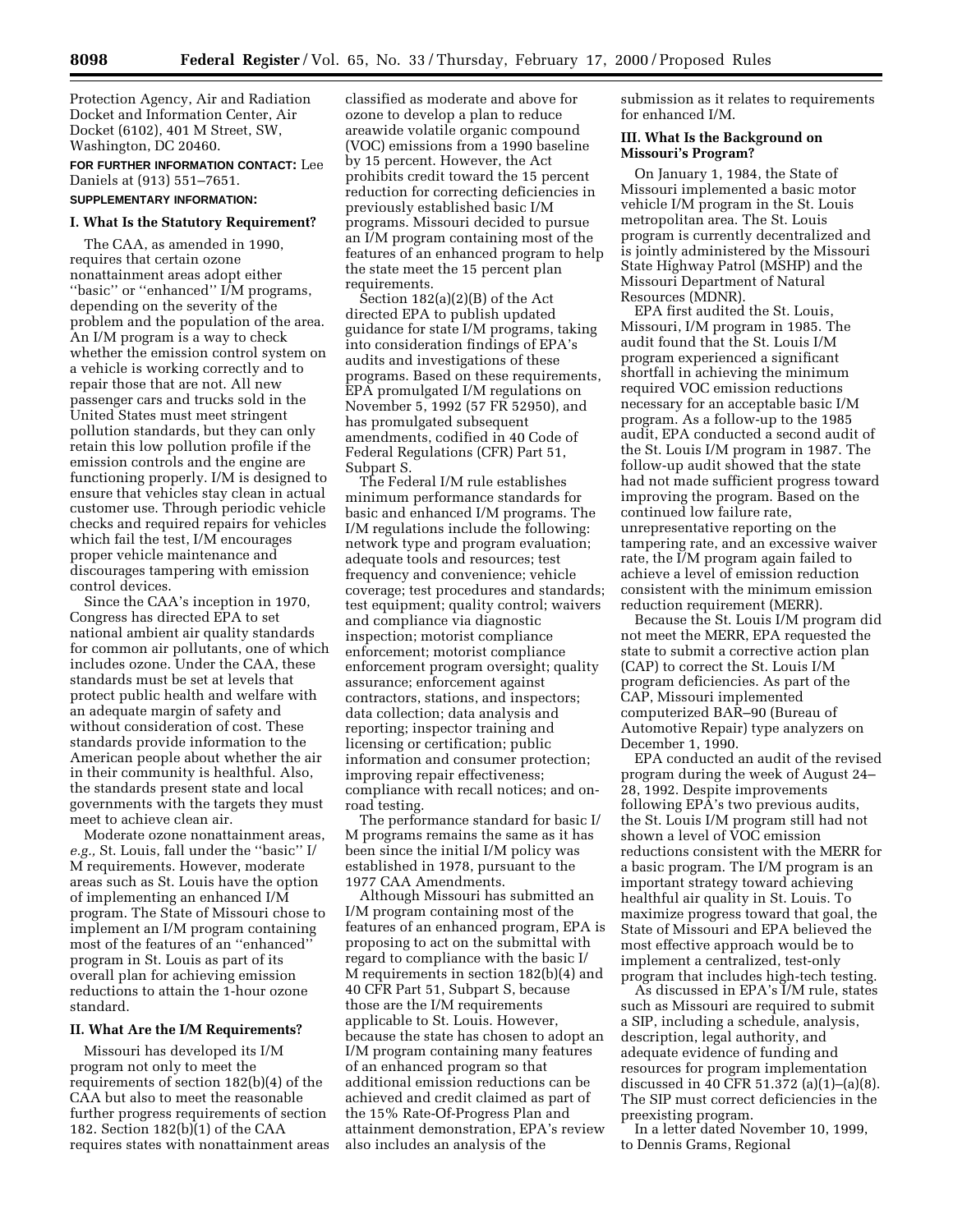Protection Agency, Air and Radiation Docket and Information Center, Air Docket (6102), 401 M Street, SW, Washington, DC 20460.

**FOR FURTHER INFORMATION CONTACT:** Lee Daniels at (913) 551–7651.

**SUPPLEMENTARY INFORMATION:**

## I. What Is the Statutory Requirement?

The CAA, as amended in 1990, requires that certain ozone nonattainment areas adopt either ''basic'' or ''enhanced'' I/M programs, depending on the severity of the problem and the population of the area. An I/M program is a way to check whether the emission control system on a vehicle is working correctly and to repair those that are not. All new passenger cars and trucks sold in the United States must meet stringent pollution standards, but they can only retain this low pollution profile if the emission controls and the engine are functioning properly. I/M is designed to ensure that vehicles stay clean in actual customer use. Through periodic vehicle checks and required repairs for vehicles which fail the test, I/M encourages proper vehicle maintenance and discourages tampering with emission control devices.

Since the CAA's inception in 1970, Congress has directed EPA to set national ambient air quality standards for common air pollutants, one of which includes ozone. Under the CAA, these standards must be set at levels that protect public health and welfare with an adequate margin of safety and without consideration of cost. These standards provide information to the American people about whether the air in their community is healthful. Also, the standards present state and local governments with the targets they must meet to achieve clean air.

Moderate ozone nonattainment areas, *e.g.,* St. Louis, fall under the ''basic'' I/M requirements. However, moderate areas such as St. Louis have the option of implementing an enhanced I/M program. The State of Missouri chose to implement an I/M program containing most of the features of an ''enhanced'' program in St. Louis as part of its overall plan for achieving emission reductions to attain the 1-hour ozone standard.

## II. What Are the I/M Requirements?

Missouri has developed its I/M program not only to meet the requirements of section 182(b)(4) of the CAA but also to meet the reasonable further progress requirements of section 182. Section 182(b)(1) of the CAA requires states with nonattainment areas classified as moderate and above for ozone to develop a plan to reduce areawide volatile organic compound (VOC) emissions from a 1990 baseline by 15 percent. However, the Act prohibits credit toward the 15 percent reduction for correcting deficiencies in previously established basic I/M programs. Missouri decided to pursue an I/M program containing most of the features of an enhanced program to help the state meet the 15 percent plan requirements.

Section 182(a)(2)(B) of the Act directed EPA to publish updated guidance for state I/M programs, taking into consideration findings of EPA's audits and investigations of these programs. Based on these requirements, EPA promulgated I/M regulations on November 5, 1992 (57 FR 52950), and has promulgated subsequent amendments, codified in 40 Code of Federal Regulations (CFR) Part 51, Subpart S.

The Federal I/M rule establishes minimum performance standards for basic and enhanced I/M programs. The I/M regulations include the following: network type and program evaluation; adequate tools and resources; test frequency and convenience; vehicle coverage; test procedures and standards; test equipment; quality control; waivers and compliance via diagnostic inspection; motorist compliance enforcement; motorist compliance enforcement program oversight; quality assurance; enforcement against contractors, stations, and inspectors; data collection; data analysis and reporting; inspector training and licensing or certification; public information and consumer protection; improving repair effectiveness; compliance with recall notices; and on-road testing.

The performance standard for basic I/M programs remains the same as it has been since the initial I/M policy was established in 1978, pursuant to the 1977 CAA Amendments.

Although Missouri has submitted an I/M program containing most of the features of an enhanced program, EPA is proposing to act on the submittal with regard to compliance with the basic I/M requirements in section 182(b)(4) and 40 CFR Part 51, Subpart S, because those are the I/M requirements applicable to St. Louis. However, because the state has chosen to adopt an I/M program containing many features of an enhanced program so that additional emission reductions can be achieved and credit claimed as part of the 15% Rate-Of-Progress Plan and attainment demonstration, EPA's review also includes an analysis of the submission as it relates to requirements for enhanced I/M.

## III. What Is the Background on Missouri's Program?

On January 1, 1984, the State of Missouri implemented a basic motor vehicle I/M program in the St. Louis metropolitan area. The St. Louis program is currently decentralized and is jointly administered by the Missouri State Highway Patrol (MSHP) and the Missouri Department of Natural Resources (MDNR).

EPA first audited the St. Louis, Missouri, I/M program in 1985. The audit found that the St. Louis I/M program experienced a significant shortfall in achieving the minimum required VOC emission reductions necessary for an acceptable basic I/M program. As a follow-up to the 1985 audit, EPA conducted a second audit of the St. Louis I/M program in 1987. The follow-up audit showed that the state had not made sufficient progress toward improving the program. Based on the continued low failure rate, unrepresentative reporting on the tampering rate, and an excessive waiver rate, the I/M program again failed to achieve a level of emission reduction consistent with the minimum emission reduction requirement (MERR).

Because the St. Louis I/M program did not meet the MERR, EPA requested the state to submit a corrective action plan (CAP) to correct the St. Louis I/M program deficiencies. As part of the CAP, Missouri implemented computerized BAR–90 (Bureau of Automotive Repair) type analyzers on December 1, 1990.

EPA conducted an audit of the revised program during the week of August 24–28, 1992. Despite improvements following EPA's two previous audits, the St. Louis I/M program still had not shown a level of VOC emission reductions consistent with the MERR for a basic program. The I/M program is an important strategy toward achieving healthful air quality in St. Louis. To maximize progress toward that goal, the State of Missouri and EPA believed the most effective approach would be to implement a centralized, test-only program that includes high-tech testing.

As discussed in EPA's I/M rule, states such as Missouri are required to submit a SIP, including a schedule, analysis, description, legal authority, and adequate evidence of funding and resources for program implementation discussed in 40 CFR 51.372 (a)(1)–(a)(8). The SIP must correct deficiencies in the preexisting program.

In a letter dated November 10, 1999, to Dennis Grams, Regional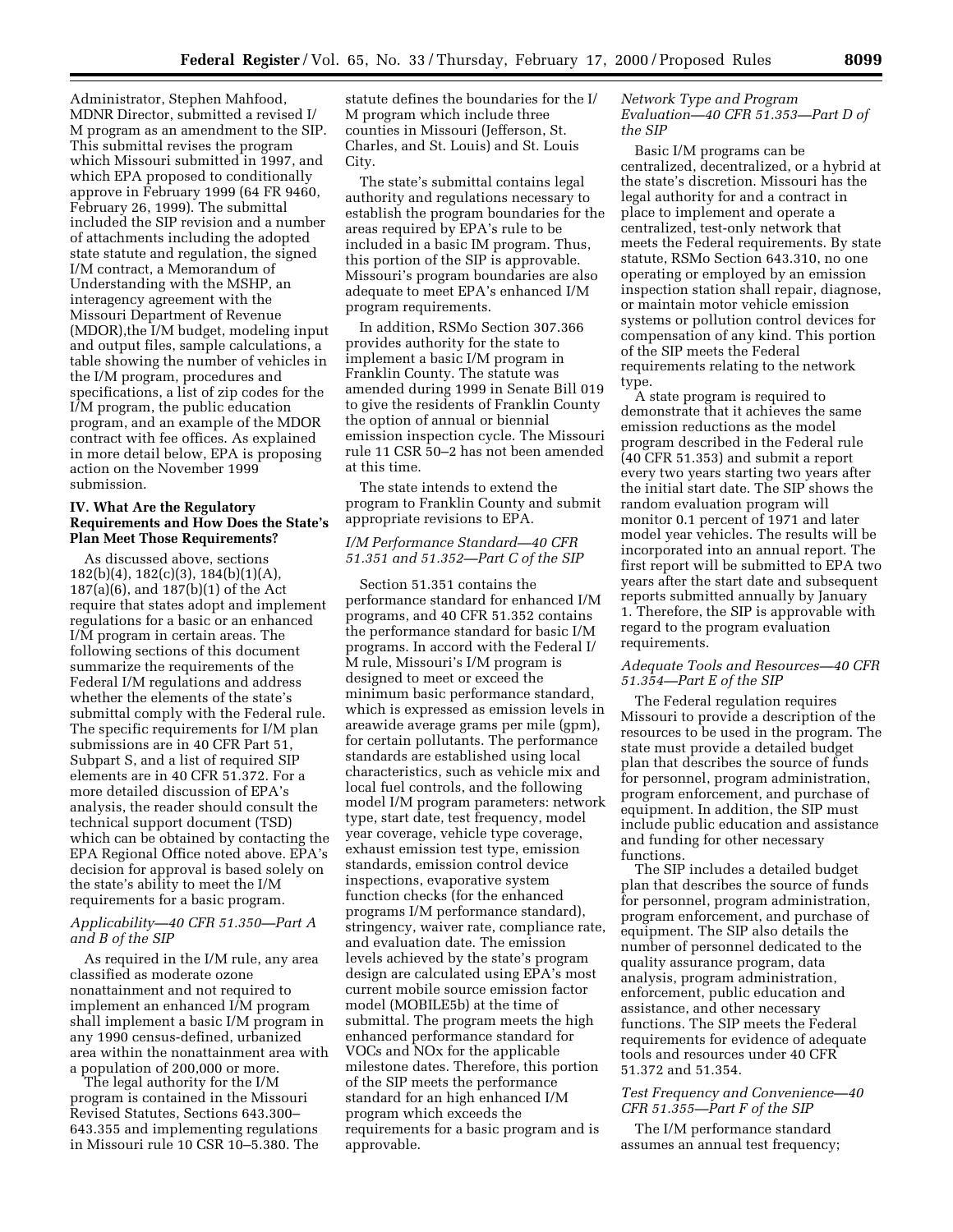Administrator, Stephen Mahfood, MDNR Director, submitted a revised I/M program as an amendment to the SIP. This submittal revises the program which Missouri submitted in 1997, and which EPA proposed to conditionally approve in February 1999 (64 FR 9460, February 26, 1999). The submittal included the SIP revision and a number of attachments including the adopted state statute and regulation, the signed I/M contract, a Memorandum of Understanding with the MSHP, an interagency agreement with the Missouri Department of Revenue (MDOR),the I/M budget, modeling input and output files, sample calculations, a table showing the number of vehicles in the I/M program, procedures and specifications, a list of zip codes for the I/M program, the public education program, and an example of the MDOR contract with fee offices. As explained in more detail below, EPA is proposing action on the November 1999 submission.

## IV. What Are the Regulatory Requirements and How Does the State's Plan Meet Those Requirements?

As discussed above, sections 182(b)(4), 182(c)(3), 184(b)(1)(A), 187(a)(6), and 187(b)(1) of the Act require that states adopt and implement regulations for a basic or an enhanced I/M program in certain areas. The following sections of this document summarize the requirements of the Federal I/M regulations and address whether the elements of the state's submittal comply with the Federal rule. The specific requirements for I/M plan submissions are in 40 CFR Part 51, Subpart S, and a list of required SIP elements are in 40 CFR 51.372. For a more detailed discussion of EPA's analysis, the reader should consult the technical support document (TSD) which can be obtained by contacting the EPA Regional Office noted above. EPA's decision for approval is based solely on the state's ability to meet the I/M requirements for a basic program.

### *Applicability—40 CFR 51.350—Part A and B of the SIP*

As required in the I/M rule, any area classified as moderate ozone nonattainment and not required to implement an enhanced I/M program shall implement a basic I/M program in any 1990 census-defined, urbanized area within the nonattainment area with a population of 200,000 or more.

The legal authority for the I/M program is contained in the Missouri Revised Statutes, Sections 643.300–643.355 and implementing regulations in Missouri rule 10 CSR 10–5.380. The statute defines the boundaries for the I/M program which include three counties in Missouri (Jefferson, St. Charles, and St. Louis) and St. Louis City.

The state's submittal contains legal authority and regulations necessary to establish the program boundaries for the areas required by EPA's rule to be included in a basic IM program. Thus, this portion of the SIP is approvable. Missouri's program boundaries are also adequate to meet EPA's enhanced I/M program requirements.

In addition, RSMo Section 307.366 provides authority for the state to implement a basic I/M program in Franklin County. The statute was amended during 1999 in Senate Bill 019 to give the residents of Franklin County the option of annual or biennial emission inspection cycle. The Missouri rule 11 CSR 50–2 has not been amended at this time.

The state intends to extend the program to Franklin County and submit appropriate revisions to EPA.

### *I/M Performance Standard—40 CFR 51.351 and 51.352—Part C of the SIP*

Section 51.351 contains the performance standard for enhanced I/M programs, and 40 CFR 51.352 contains the performance standard for basic I/M programs. In accord with the Federal I/M rule, Missouri's I/M program is designed to meet or exceed the minimum basic performance standard, which is expressed as emission levels in areawide average grams per mile (gpm), for certain pollutants. The performance standards are established using local characteristics, such as vehicle mix and local fuel controls, and the following model I/M program parameters: network type, start date, test frequency, model year coverage, vehicle type coverage, exhaust emission test type, emission standards, emission control device inspections, evaporative system function checks (for the enhanced programs I/M performance standard), stringency, waiver rate, compliance rate, and evaluation date. The emission levels achieved by the state's program design are calculated using EPA's most current mobile source emission factor model (MOBILE5b) at the time of submittal. The program meets the high enhanced performance standard for VOCs and NOx for the applicable milestone dates. Therefore, this portion of the SIP meets the performance standard for an high enhanced I/M program which exceeds the requirements for a basic program and is approvable.

### *Network Type and Program Evaluation—40 CFR 51.353—Part D of the SIP*

Basic I/M programs can be centralized, decentralized, or a hybrid at the state's discretion. Missouri has the legal authority for and a contract in place to implement and operate a centralized, test-only network that meets the Federal requirements. By state statute, RSMo Section 643.310, no one operating or employed by an emission inspection station shall repair, diagnose, or maintain motor vehicle emission systems or pollution control devices for compensation of any kind. This portion of the SIP meets the Federal requirements relating to the network type.

A state program is required to demonstrate that it achieves the same emission reductions as the model program described in the Federal rule (40 CFR 51.353) and submit a report every two years starting two years after the initial start date. The SIP shows the random evaluation program will monitor 0.1 percent of 1971 and later model year vehicles. The results will be incorporated into an annual report. The first report will be submitted to EPA two years after the start date and subsequent reports submitted annually by January 1. Therefore, the SIP is approvable with regard to the program evaluation requirements.

### *Adequate Tools and Resources—40 CFR 51.354—Part E of the SIP*

The Federal regulation requires Missouri to provide a description of the resources to be used in the program. The state must provide a detailed budget plan that describes the source of funds for personnel, program administration, program enforcement, and purchase of equipment. In addition, the SIP must include public education and assistance and funding for other necessary functions.

The SIP includes a detailed budget plan that describes the source of funds for personnel, program administration, program enforcement, and purchase of equipment. The SIP also details the number of personnel dedicated to the quality assurance program, data analysis, program administration, enforcement, public education and assistance, and other necessary functions. The SIP meets the Federal requirements for evidence of adequate tools and resources under 40 CFR 51.372 and 51.354.

### *Test Frequency and Convenience—40 CFR 51.355—Part F of the SIP*

The I/M performance standard assumes an annual test frequency;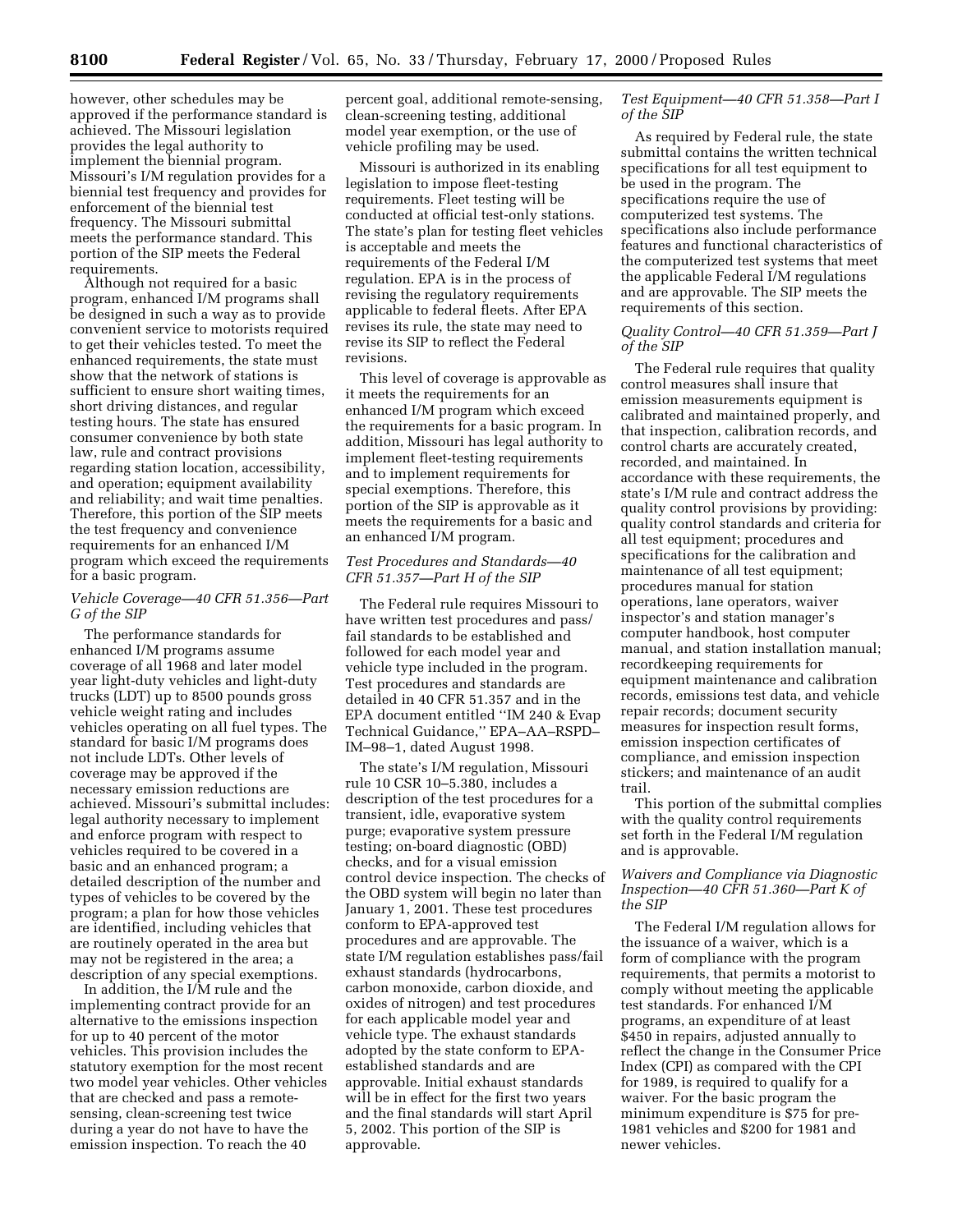however, other schedules may be approved if the performance standard is achieved. The Missouri legislation provides the legal authority to implement the biennial program. Missouri's I/M regulation provides for a biennial test frequency and provides for enforcement of the biennial test frequency. The Missouri submittal meets the performance standard. This portion of the SIP meets the Federal requirements.

Although not required for a basic program, enhanced I/M programs shall be designed in such a way as to provide convenient service to motorists required to get their vehicles tested. To meet the enhanced requirements, the state must show that the network of stations is sufficient to ensure short waiting times, short driving distances, and regular testing hours. The state has ensured consumer convenience by both state law, rule and contract provisions regarding station location, accessibility, and operation; equipment availability and reliability; and wait time penalties. Therefore, this portion of the SIP meets the test frequency and convenience requirements for an enhanced I/M program which exceed the requirements for a basic program.

*Vehicle Coverage—40 CFR 51.356—Part G of the SIP*

The performance standards for enhanced I/M programs assume coverage of all 1968 and later model year light-duty vehicles and light-duty trucks (LDT) up to 8500 pounds gross vehicle weight rating and includes vehicles operating on all fuel types. The standard for basic I/M programs does not include LDTs. Other levels of coverage may be approved if the necessary emission reductions are achieved. Missouri's submittal includes: legal authority necessary to implement and enforce program with respect to vehicles required to be covered in a basic and an enhanced program; a detailed description of the number and types of vehicles to be covered by the program; a plan for how those vehicles are identified, including vehicles that are routinely operated in the area but may not be registered in the area; a description of any special exemptions.

In addition, the I/M rule and the implementing contract provide for an alternative to the emissions inspection for up to 40 percent of the motor vehicles. This provision includes the statutory exemption for the most recent two model year vehicles. Other vehicles that are checked and pass a remote-sensing, clean-screening test twice during a year do not have to have the emission inspection. To reach the 40 percent goal, additional remote-sensing, clean-screening testing, additional model year exemption, or the use of vehicle profiling may be used.

Missouri is authorized in its enabling legislation to impose fleet-testing requirements. Fleet testing will be conducted at official test-only stations. The state's plan for testing fleet vehicles is acceptable and meets the requirements of the Federal I/M regulation. EPA is in the process of revising the regulatory requirements applicable to federal fleets. After EPA revises its rule, the state may need to revise its SIP to reflect the Federal revisions.

This level of coverage is approvable as it meets the requirements for an enhanced I/M program which exceed the requirements for a basic program. In addition, Missouri has legal authority to implement fleet-testing requirements and to implement requirements for special exemptions. Therefore, this portion of the SIP is approvable as it meets the requirements for a basic and an enhanced I/M program.

*Test Procedures and Standards—40 CFR 51.357—Part H of the SIP*

The Federal rule requires Missouri to have written test procedures and pass/fail standards to be established and followed for each model year and vehicle type included in the program. Test procedures and standards are detailed in 40 CFR 51.357 and in the EPA document entitled "IM 240 & Evap Technical Guidance," EPA–AA–RSPD–IM–98–1, dated August 1998.

The state's I/M regulation, Missouri rule 10 CSR 10–5.380, includes a description of the test procedures for a transient, idle, evaporative system purge; evaporative system pressure testing; on-board diagnostic (OBD) checks, and for a visual emission control device inspection. The checks of the OBD system will begin no later than January 1, 2001. These test procedures conform to EPA-approved test procedures and are approvable. The state I/M regulation establishes pass/fail exhaust standards (hydrocarbons, carbon monoxide, carbon dioxide, and oxides of nitrogen) and test procedures for each applicable model year and vehicle type. The exhaust standards adopted by the state conform to EPA-established standards and are approvable. Initial exhaust standards will be in effect for the first two years and the final standards will start April 5, 2002. This portion of the SIP is approvable.

*Test Equipment—40 CFR 51.358—Part I of the SIP*

As required by Federal rule, the state submittal contains the written technical specifications for all test equipment to be used in the program. The specifications require the use of computerized test systems. The specifications also include performance features and functional characteristics of the computerized test systems that meet the applicable Federal I/M regulations and are approvable. The SIP meets the requirements of this section.

*Quality Control—40 CFR 51.359—Part J of the SIP*

The Federal rule requires that quality control measures shall insure that emission measurements equipment is calibrated and maintained properly, and that inspection, calibration records, and control charts are accurately created, recorded, and maintained. In accordance with these requirements, the state's I/M rule and contract address the quality control provisions by providing: quality control standards and criteria for all test equipment; procedures and specifications for the calibration and maintenance of all test equipment; procedures manual for station operations, lane operators, waiver inspector's and station manager's computer handbook, host computer manual, and station installation manual; recordkeeping requirements for equipment maintenance and calibration records, emissions test data, and vehicle repair records; document security measures for inspection result forms, emission inspection certificates of compliance, and emission inspection stickers; and maintenance of an audit trail.

This portion of the submittal complies with the quality control requirements set forth in the Federal I/M regulation and is approvable.

*Waivers and Compliance via Diagnostic Inspection—40 CFR 51.360—Part K of the SIP*

The Federal I/M regulation allows for the issuance of a waiver, which is a form of compliance with the program requirements, that permits a motorist to comply without meeting the applicable test standards. For enhanced I/M programs, an expenditure of at least $450 in repairs, adjusted annually to reflect the change in the Consumer Price Index (CPI) as compared with the CPI for 1989, is required to qualify for a waiver. For the basic program the minimum expenditure is $75 for pre-1981 vehicles and $200 for 1981 and newer vehicles.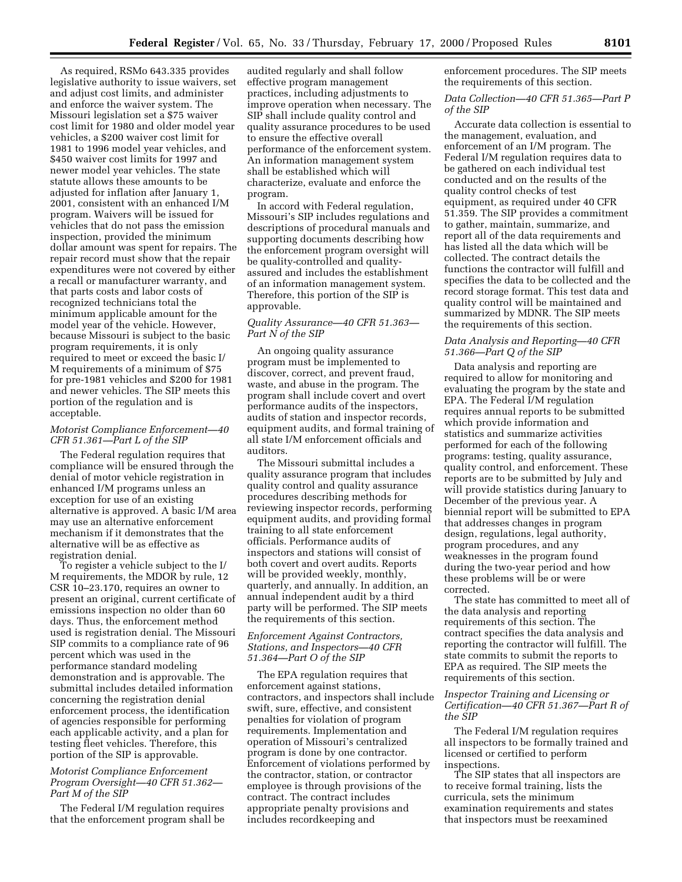As required, RSMo 643.335 provides legislative authority to issue waivers, set and adjust cost limits, and administer and enforce the waiver system. The Missouri legislation set a $75 waiver cost limit for 1980 and older model year vehicles, a $200 waiver cost limit for 1981 to 1996 model year vehicles, and $450 waiver cost limits for 1997 and newer model year vehicles. The state statute allows these amounts to be adjusted for inflation after January 1, 2001, consistent with an enhanced I/M program. Waivers will be issued for vehicles that do not pass the emission inspection, provided the minimum dollar amount was spent for repairs. The repair record must show that the repair expenditures were not covered by either a recall or manufacturer warranty, and that parts costs and labor costs of recognized technicians total the minimum applicable amount for the model year of the vehicle. However, because Missouri is subject to the basic program requirements, it is only required to meet or exceed the basic I/M requirements of a minimum of $75 for pre-1981 vehicles and $200 for 1981 and newer vehicles. The SIP meets this portion of the regulation and is acceptable.

*Motorist Compliance Enforcement—40 CFR 51.361—Part L of the SIP*

The Federal regulation requires that compliance will be ensured through the denial of motor vehicle registration in enhanced I/M programs unless an exception for use of an existing alternative is approved. A basic I/M area may use an alternative enforcement mechanism if it demonstrates that the alternative will be as effective as registration denial.

To register a vehicle subject to the I/M requirements, the MDOR by rule, 12 CSR 10–23.170, requires an owner to present an original, current certificate of emissions inspection no older than 60 days. Thus, the enforcement method used is registration denial. The Missouri SIP commits to a compliance rate of 96 percent which was used in the performance standard modeling demonstration and is approvable. The submittal includes detailed information concerning the registration denial enforcement process, the identification of agencies responsible for performing each applicable activity, and a plan for testing fleet vehicles. Therefore, this portion of the SIP is approvable.

*Motorist Compliance Enforcement Program Oversight—40 CFR 51.362—Part M of the SIP*

The Federal I/M regulation requires that the enforcement program shall be audited regularly and shall follow effective program management practices, including adjustments to improve operation when necessary. The SIP shall include quality control and quality assurance procedures to be used to ensure the effective overall performance of the enforcement system. An information management system shall be established which will characterize, evaluate and enforce the program.

In accord with Federal regulation, Missouri's SIP includes regulations and descriptions of procedural manuals and supporting documents describing how the enforcement program oversight will be quality-controlled and quality-assured and includes the establishment of an information management system. Therefore, this portion of the SIP is approvable.

*Quality Assurance—40 CFR 51.363—Part N of the SIP*

An ongoing quality assurance program must be implemented to discover, correct, and prevent fraud, waste, and abuse in the program. The program shall include covert and overt performance audits of the inspectors, audits of station and inspector records, equipment audits, and formal training of all state I/M enforcement officials and auditors.

The Missouri submittal includes a quality assurance program that includes quality control and quality assurance procedures describing methods for reviewing inspector records, performing equipment audits, and providing formal training to all state enforcement officials. Performance audits of inspectors and stations will consist of both covert and overt audits. Reports will be provided weekly, monthly, quarterly, and annually. In addition, an annual independent audit by a third party will be performed. The SIP meets the requirements of this section.

*Enforcement Against Contractors, Stations, and Inspectors—40 CFR 51.364—Part O of the SIP*

The EPA regulation requires that enforcement against stations, contractors, and inspectors shall include swift, sure, effective, and consistent penalties for violation of program requirements. Implementation and operation of Missouri's centralized program is done by one contractor. Enforcement of violations performed by the contractor, station, or contractor employee is through provisions of the contract. The contract includes appropriate penalty provisions and includes recordkeeping and enforcement procedures. The SIP meets the requirements of this section.

*Data Collection—40 CFR 51.365—Part P of the SIP*

Accurate data collection is essential to the management, evaluation, and enforcement of an I/M program. The Federal I/M regulation requires data to be gathered on each individual test conducted and on the results of the quality control checks of test equipment, as required under 40 CFR 51.359. The SIP provides a commitment to gather, maintain, summarize, and report all of the data requirements and has listed all the data which will be collected. The contract details the functions the contractor will fulfill and specifies the data to be collected and the record storage format. This test data and quality control will be maintained and summarized by MDNR. The SIP meets the requirements of this section.

*Data Analysis and Reporting—40 CFR 51.366—Part Q of the SIP*

Data analysis and reporting are required to allow for monitoring and evaluating the program by the state and EPA. The Federal I/M regulation requires annual reports to be submitted which provide information and statistics and summarize activities performed for each of the following programs: testing, quality assurance, quality control, and enforcement. These reports are to be submitted by July and will provide statistics during January to December of the previous year. A biennial report will be submitted to EPA that addresses changes in program design, regulations, legal authority, program procedures, and any weaknesses in the program found during the two-year period and how these problems will be or were corrected.

The state has committed to meet all of the data analysis and reporting requirements of this section. The contract specifies the data analysis and reporting the contractor will fulfill. The state commits to submit the reports to EPA as required. The SIP meets the requirements of this section.

*Inspector Training and Licensing or Certification—40 CFR 51.367—Part R of the SIP*

The Federal I/M regulation requires all inspectors to be formally trained and licensed or certified to perform inspections.

The SIP states that all inspectors are to receive formal training, lists the curricula, sets the minimum examination requirements and states that inspectors must be reexamined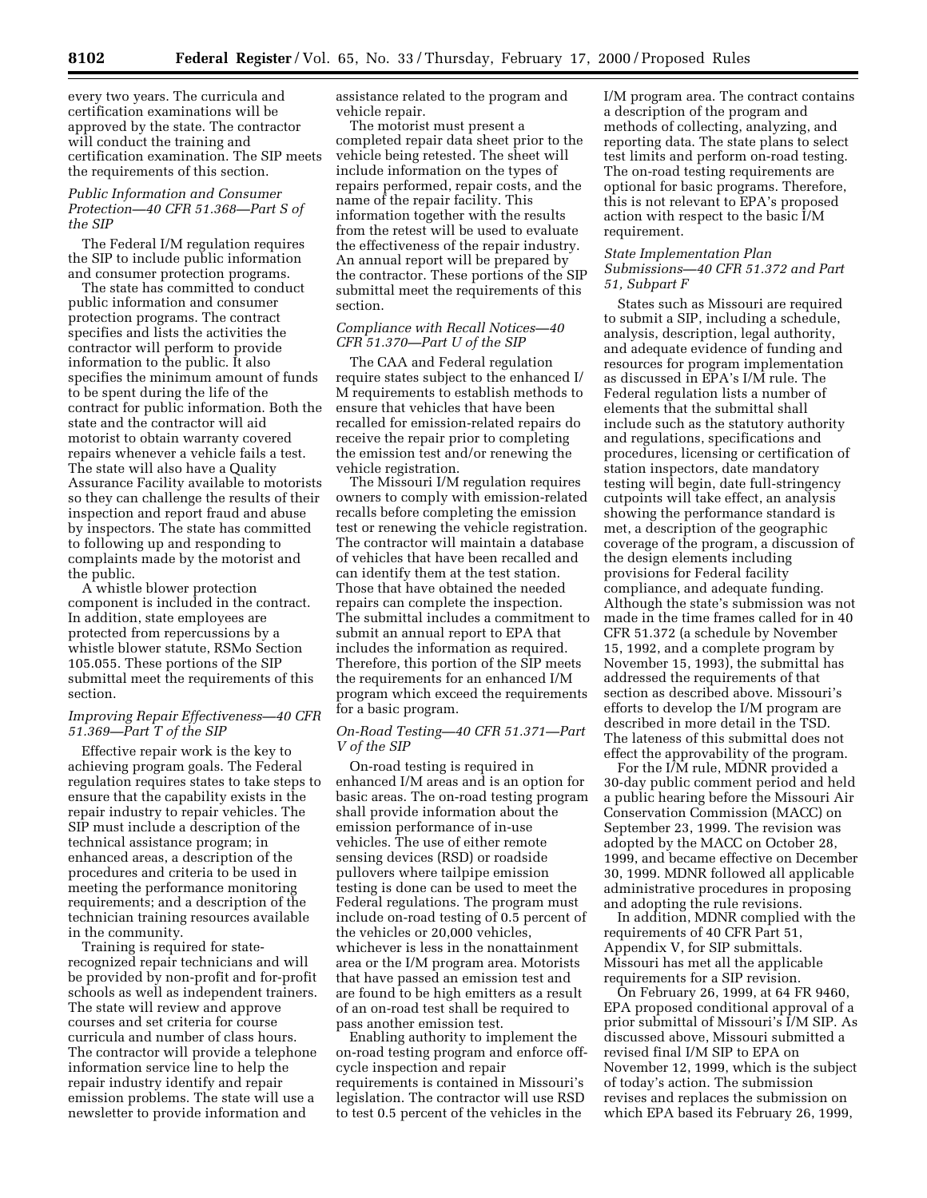every two years. The curricula and certification examinations will be approved by the state. The contractor will conduct the training and certification examination. The SIP meets the requirements of this section.

*Public Information and Consumer Protection—40 CFR 51.368—Part S of the SIP*

The Federal I/M regulation requires the SIP to include public information and consumer protection programs.

The state has committed to conduct public information and consumer protection programs. The contract specifies and lists the activities the contractor will perform to provide information to the public. It also specifies the minimum amount of funds to be spent during the life of the contract for public information. Both the state and the contractor will aid motorist to obtain warranty covered repairs whenever a vehicle fails a test. The state will also have a Quality Assurance Facility available to motorists so they can challenge the results of their inspection and report fraud and abuse by inspectors. The state has committed to following up and responding to complaints made by the motorist and the public.

A whistle blower protection component is included in the contract. In addition, state employees are protected from repercussions by a whistle blower statute, RSMo Section 105.055. These portions of the SIP submittal meet the requirements of this section.

*Improving Repair Effectiveness—40 CFR 51.369—Part T of the SIP*

Effective repair work is the key to achieving program goals. The Federal regulation requires states to take steps to ensure that the capability exists in the repair industry to repair vehicles. The SIP must include a description of the technical assistance program; in enhanced areas, a description of the procedures and criteria to be used in meeting the performance monitoring requirements; and a description of the technician training resources available in the community.

Training is required for state-recognized repair technicians and will be provided by non-profit and for-profit schools as well as independent trainers. The state will review and approve courses and set criteria for course curricula and number of class hours. The contractor will provide a telephone information service line to help the repair industry identify and repair emission problems. The state will use a newsletter to provide information and assistance related to the program and vehicle repair.

The motorist must present a completed repair data sheet prior to the vehicle being retested. The sheet will include information on the types of repairs performed, repair costs, and the name of the repair facility. This information together with the results from the retest will be used to evaluate the effectiveness of the repair industry. An annual report will be prepared by the contractor. These portions of the SIP submittal meet the requirements of this section.

*Compliance with Recall Notices—40 CFR 51.370—Part U of the SIP*

The CAA and Federal regulation require states subject to the enhanced I/M requirements to establish methods to ensure that vehicles that have been recalled for emission-related repairs do receive the repair prior to completing the emission test and/or renewing the vehicle registration.

The Missouri I/M regulation requires owners to comply with emission-related recalls before completing the emission test or renewing the vehicle registration. The contractor will maintain a database of vehicles that have been recalled and can identify them at the test station. Those that have obtained the needed repairs can complete the inspection. The submittal includes a commitment to submit an annual report to EPA that includes the information as required. Therefore, this portion of the SIP meets the requirements for an enhanced I/M program which exceed the requirements for a basic program.

*On-Road Testing—40 CFR 51.371—Part V of the SIP*

On-road testing is required in enhanced I/M areas and is an option for basic areas. The on-road testing program shall provide information about the emission performance of in-use vehicles. The use of either remote sensing devices (RSD) or roadside pullovers where tailpipe emission testing is done can be used to meet the Federal regulations. The program must include on-road testing of 0.5 percent of the vehicles or 20,000 vehicles, whichever is less in the nonattainment area or the I/M program area. Motorists that have passed an emission test and are found to be high emitters as a result of an on-road test shall be required to pass another emission test.

Enabling authority to implement the on-road testing program and enforce off-cycle inspection and repair requirements is contained in Missouri's legislation. The contractor will use RSD to test 0.5 percent of the vehicles in the I/M program area. The contract contains a description of the program and methods of collecting, analyzing, and reporting data. The state plans to select test limits and perform on-road testing. The on-road testing requirements are optional for basic programs. Therefore, this is not relevant to EPA's proposed action with respect to the basic I/M requirement.

*State Implementation Plan Submissions—40 CFR 51.372 and Part 51, Subpart F*

States such as Missouri are required to submit a SIP, including a schedule, analysis, description, legal authority, and adequate evidence of funding and resources for program implementation as discussed in EPA's I/M rule. The Federal regulation lists a number of elements that the submittal shall include such as the statutory authority and regulations, specifications and procedures, licensing or certification of station inspectors, date mandatory testing will begin, date full-stringency cutpoints will take effect, an analysis showing the performance standard is met, a description of the geographic coverage of the program, a discussion of the design elements including provisions for Federal facility compliance, and adequate funding. Although the state's submission was not made in the time frames called for in 40 CFR 51.372 (a schedule by November 15, 1992, and a complete program by November 15, 1993), the submittal has addressed the requirements of that section as described above. Missouri's efforts to develop the I/M program are described in more detail in the TSD. The lateness of this submittal does not effect the approvability of the program.

For the I/M rule, MDNR provided a 30-day public comment period and held a public hearing before the Missouri Air Conservation Commission (MACC) on September 23, 1999. The revision was adopted by the MACC on October 28, 1999, and became effective on December 30, 1999. MDNR followed all applicable administrative procedures in proposing and adopting the rule revisions.

In addition, MDNR complied with the requirements of 40 CFR Part 51, Appendix V, for SIP submittals. Missouri has met all the applicable requirements for a SIP revision.

On February 26, 1999, at 64 FR 9460, EPA proposed conditional approval of a prior submittal of Missouri's I/M SIP. As discussed above, Missouri submitted a revised final I/M SIP to EPA on November 12, 1999, which is the subject of today's action. The submission revises and replaces the submission on which EPA based its February 26, 1999,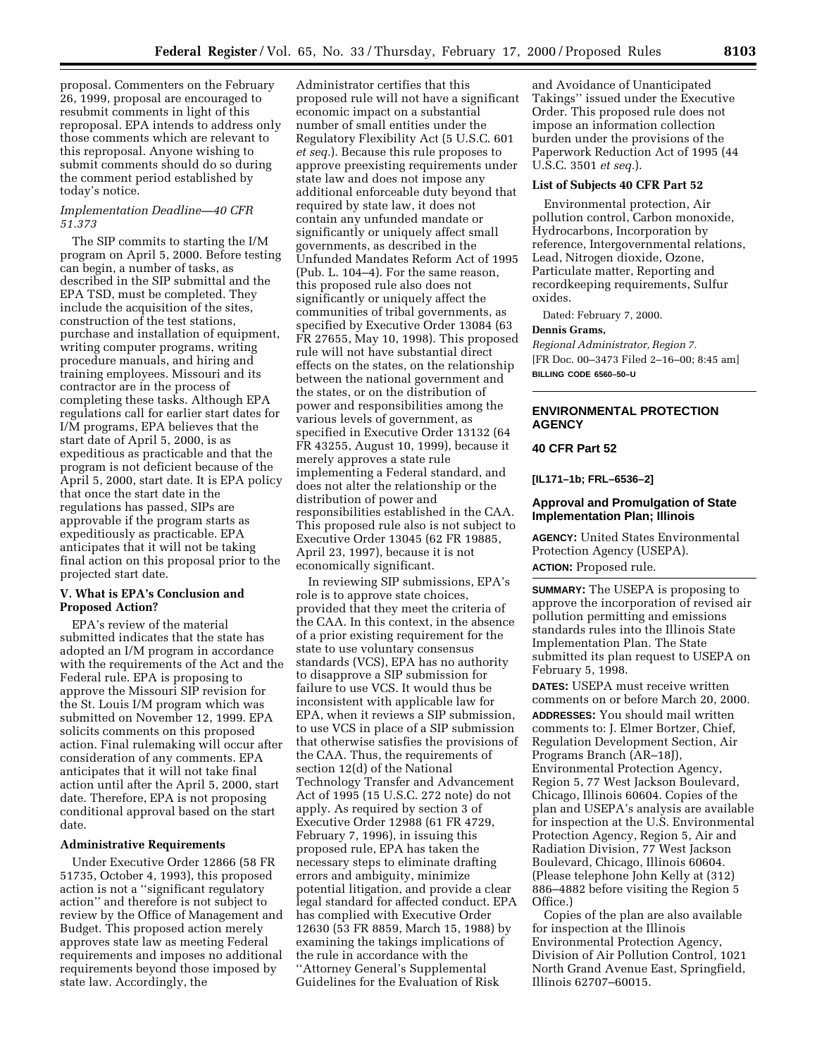proposal. Commenters on the February 26, 1999, proposal are encouraged to resubmit comments in light of this reproposal. EPA intends to address only those comments which are relevant to this reproposal. Anyone wishing to submit comments should do so during the comment period established by today's notice.

*Implementation Deadline—40 CFR 51.373*

The SIP commits to starting the I/M program on April 5, 2000. Before testing can begin, a number of tasks, as described in the SIP submittal and the EPA TSD, must be completed. They include the acquisition of the sites, construction of the test stations, purchase and installation of equipment, writing computer programs, writing procedure manuals, and hiring and training employees. Missouri and its contractor are in the process of completing these tasks. Although EPA regulations call for earlier start dates for I/M programs, EPA believes that the start date of April 5, 2000, is as expeditious as practicable and that the program is not deficient because of the April 5, 2000, start date. It is EPA policy that once the start date in the regulations has passed, SIPs are approvable if the program starts as expeditiously as practicable. EPA anticipates that it will not be taking final action on this proposal prior to the projected start date.

## V. What is EPA's Conclusion and Proposed Action?

EPA's review of the material submitted indicates that the state has adopted an I/M program in accordance with the requirements of the Act and the Federal rule. EPA is proposing to approve the Missouri SIP revision for the St. Louis I/M program which was submitted on November 12, 1999. EPA solicits comments on this proposed action. Final rulemaking will occur after consideration of any comments. EPA anticipates that it will not take final action until after the April 5, 2000, start date. Therefore, EPA is not proposing conditional approval based on the start date.

## Administrative Requirements

Under Executive Order 12866 (58 FR 51735, October 4, 1993), this proposed action is not a ''significant regulatory action'' and therefore is not subject to review by the Office of Management and Budget. This proposed action merely approves state law as meeting Federal requirements and imposes no additional requirements beyond those imposed by state law. Accordingly, the Administrator certifies that this proposed rule will not have a significant economic impact on a substantial number of small entities under the Regulatory Flexibility Act (5 U.S.C. 601 *et seq.*). Because this rule proposes to approve preexisting requirements under state law and does not impose any additional enforceable duty beyond that required by state law, it does not contain any unfunded mandate or significantly or uniquely affect small governments, as described in the Unfunded Mandates Reform Act of 1995 (Pub. L. 104–4). For the same reason, this proposed rule also does not significantly or uniquely affect the communities of tribal governments, as specified by Executive Order 13084 (63 FR 27655, May 10, 1998). This proposed rule will not have substantial direct effects on the states, on the relationship between the national government and the states, or on the distribution of power and responsibilities among the various levels of government, as specified in Executive Order 13132 (64 FR 43255, August 10, 1999), because it merely approves a state rule implementing a Federal standard, and does not alter the relationship or the distribution of power and responsibilities established in the CAA. This proposed rule also is not subject to Executive Order 13045 (62 FR 19885, April 23, 1997), because it is not economically significant.

In reviewing SIP submissions, EPA's role is to approve state choices, provided that they meet the criteria of the CAA. In this context, in the absence of a prior existing requirement for the state to use voluntary consensus standards (VCS), EPA has no authority to disapprove a SIP submission for failure to use VCS. It would thus be inconsistent with applicable law for EPA, when it reviews a SIP submission, to use VCS in place of a SIP submission that otherwise satisfies the provisions of the CAA. Thus, the requirements of section 12(d) of the National Technology Transfer and Advancement Act of 1995 (15 U.S.C. 272 note) do not apply. As required by section 3 of Executive Order 12988 (61 FR 4729, February 7, 1996), in issuing this proposed rule, EPA has taken the necessary steps to eliminate drafting errors and ambiguity, minimize potential litigation, and provide a clear legal standard for affected conduct. EPA has complied with Executive Order 12630 (53 FR 8859, March 15, 1988) by examining the takings implications of the rule in accordance with the ''Attorney General's Supplemental Guidelines for the Evaluation of Risk and Avoidance of Unanticipated Takings'' issued under the Executive Order. This proposed rule does not impose an information collection burden under the provisions of the Paperwork Reduction Act of 1995 (44 U.S.C. 3501 *et seq.*).

### List of Subjects 40 CFR Part 52

Environmental protection, Air pollution control, Carbon monoxide, Hydrocarbons, Incorporation by reference, Intergovernmental relations, Lead, Nitrogen dioxide, Ozone, Particulate matter, Reporting and recordkeeping requirements, Sulfur oxides.

Dated: February 7, 2000.

**Dennis Grams,**

*Regional Administrator, Region 7.*

[FR Doc. 00–3473 Filed 2–16–00; 8:45 am]

BILLING CODE 6560–50–U

# ENVIRONMENTAL PROTECTION AGENCY

## 40 CFR Part 52

**[IL171–1b; FRL–6536–2]**

## Approval and Promulgation of State Implementation Plan; Illinois

**AGENCY:** United States Environmental Protection Agency (USEPA).

**ACTION:** Proposed rule.

**SUMMARY:** The USEPA is proposing to approve the incorporation of revised air pollution permitting and emissions standards rules into the Illinois State Implementation Plan. The State submitted its plan request to USEPA on February 5, 1998.

**DATES:** USEPA must receive written comments on or before March 20, 2000.

**ADDRESSES:** You should mail written comments to: J. Elmer Bortzer, Chief, Regulation Development Section, Air Programs Branch (AR–18J), Environmental Protection Agency, Region 5, 77 West Jackson Boulevard, Chicago, Illinois 60604. Copies of the plan and USEPA's analysis are available for inspection at the U.S. Environmental Protection Agency, Region 5, Air and Radiation Division, 77 West Jackson Boulevard, Chicago, Illinois 60604. (Please telephone John Kelly at (312) 886–4882 before visiting the Region 5 Office.)

Copies of the plan are also available for inspection at the Illinois Environmental Protection Agency, Division of Air Pollution Control, 1021 North Grand Avenue East, Springfield, Illinois 62707–60015.